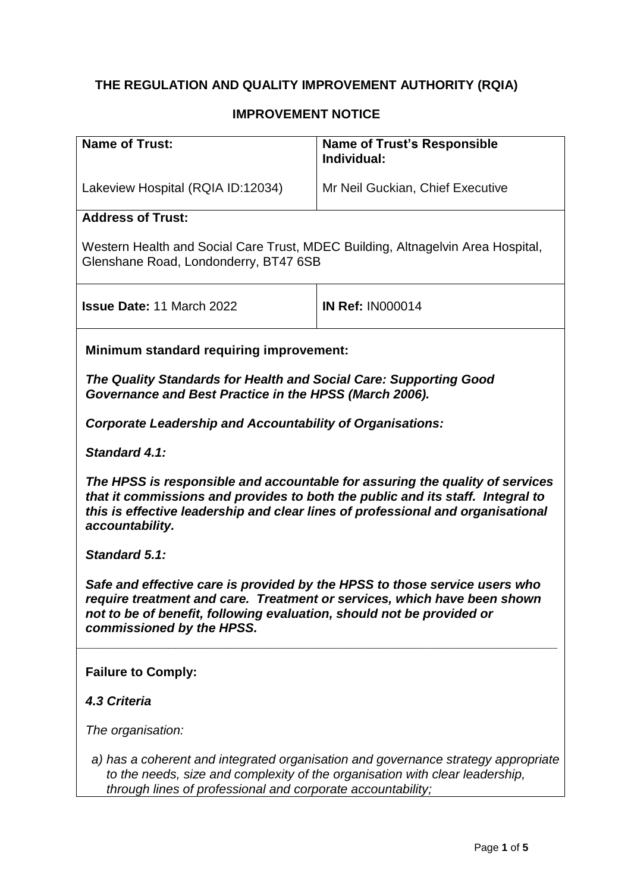**THE REGULATION AND QUALITY IMPROVEMENT AUTHORITY (RQIA)**

**IMPROVEMENT NOTICE**

| **Name of Trust:** | **Name of Trust's Responsible Individual:** |
| --- | --- |
| Lakeview Hospital (RQIA ID:12034) | Mr Neil Guckian, Chief Executive |
| **Address of Trust:** Western Health and Social Care Trust, MDEC Building, Altnagelvin Area Hospital, Glenshane Road, Londonderry, BT47 6SB | |
| **Issue Date:** 11 March 2022 | **IN Ref:** IN000014 |

**Minimum standard requiring improvement:**

***The Quality Standards for Health and Social Care: Supporting Good Governance and Best Practice in the HPSS (March 2006).***

***Corporate Leadership and Accountability of Organisations:***

***Standard 4.1:***

***The HPSS is responsible and accountable for assuring the quality of services that it commissions and provides to both the public and its staff. Integral to this is effective leadership and clear lines of professional and organisational accountability.***

***Standard 5.1:***

***Safe and effective care is provided by the HPSS to those service users who require treatment and care. Treatment or services, which have been shown not to be of benefit, following evaluation, should not be provided or commissioned by the HPSS.***

---

**Failure to Comply:**

***4.3 Criteria***

*The organisation:*

*a) has a coherent and integrated organisation and governance strategy appropriate to the needs, size and complexity of the organisation with clear leadership, through lines of professional and corporate accountability;*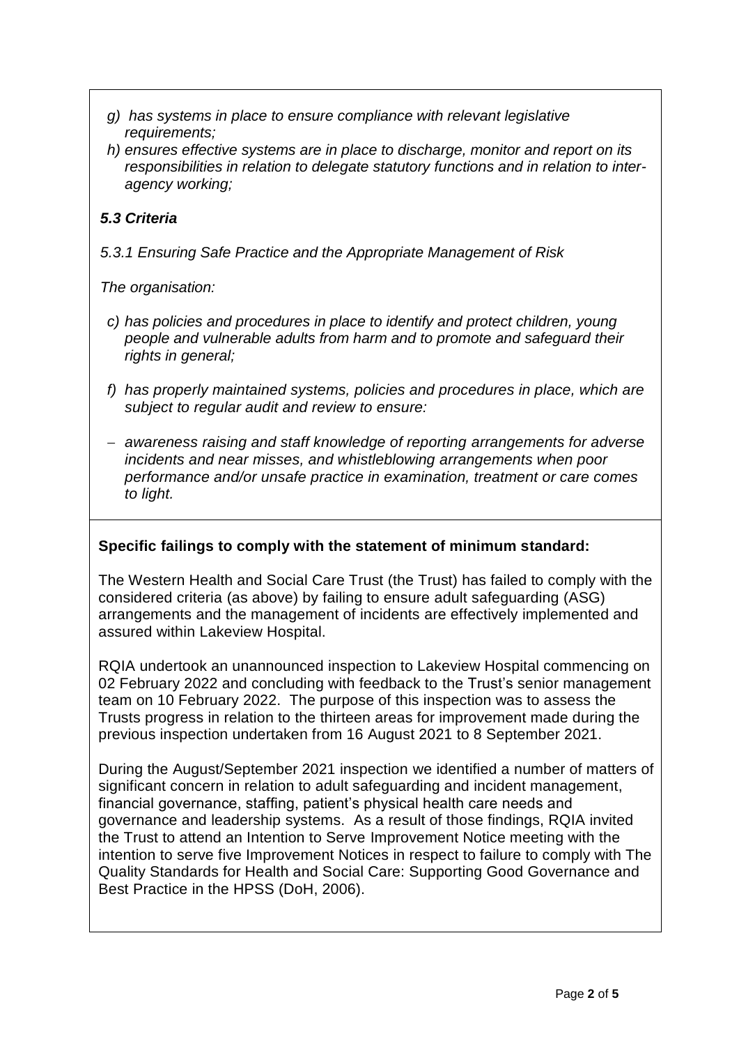*g) has systems in place to ensure compliance with relevant legislative requirements;*

*h) ensures effective systems are in place to discharge, monitor and report on its responsibilities in relation to delegate statutory functions and in relation to inter-agency working;*

***5.3 Criteria***

*5.3.1 Ensuring Safe Practice and the Appropriate Management of Risk*

*The organisation:*

*c) has policies and procedures in place to identify and protect children, young people and vulnerable adults from harm and to promote and safeguard their rights in general;*

*f) has properly maintained systems, policies and procedures in place, which are subject to regular audit and review to ensure:*

- *awareness raising and staff knowledge of reporting arrangements for adverse incidents and near misses, and whistleblowing arrangements when poor performance and/or unsafe practice in examination, treatment or care comes to light.*

**Specific failings to comply with the statement of minimum standard:**

The Western Health and Social Care Trust (the Trust) has failed to comply with the considered criteria (as above) by failing to ensure adult safeguarding (ASG) arrangements and the management of incidents are effectively implemented and assured within Lakeview Hospital.

RQIA undertook an unannounced inspection to Lakeview Hospital commencing on 02 February 2022 and concluding with feedback to the Trust's senior management team on 10 February 2022. The purpose of this inspection was to assess the Trusts progress in relation to the thirteen areas for improvement made during the previous inspection undertaken from 16 August 2021 to 8 September 2021.

During the August/September 2021 inspection we identified a number of matters of significant concern in relation to adult safeguarding and incident management, financial governance, staffing, patient's physical health care needs and governance and leadership systems. As a result of those findings, RQIA invited the Trust to attend an Intention to Serve Improvement Notice meeting with the intention to serve five Improvement Notices in respect to failure to comply with The Quality Standards for Health and Social Care: Supporting Good Governance and Best Practice in the HPSS (DoH, 2006).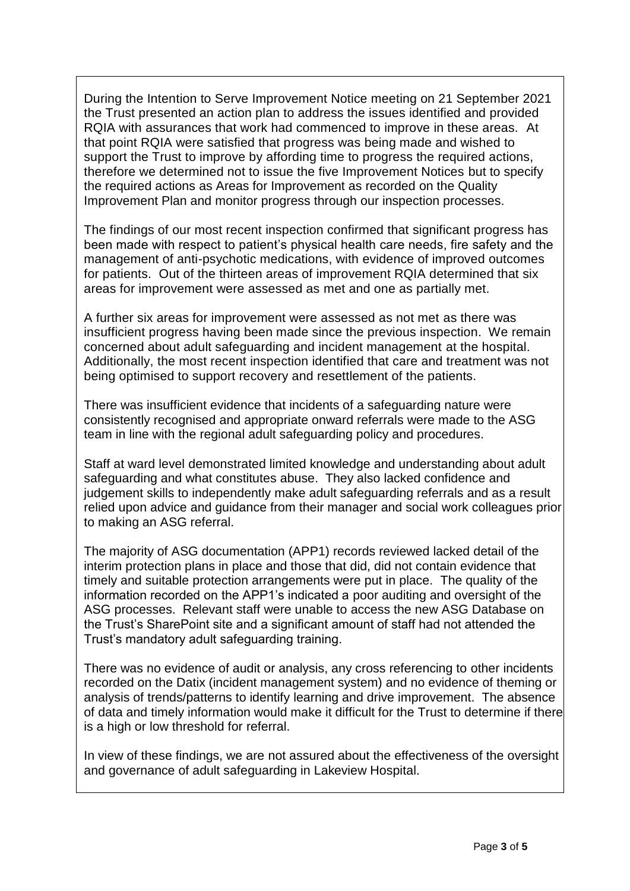During the Intention to Serve Improvement Notice meeting on 21 September 2021 the Trust presented an action plan to address the issues identified and provided RQIA with assurances that work had commenced to improve in these areas. At that point RQIA were satisfied that progress was being made and wished to support the Trust to improve by affording time to progress the required actions, therefore we determined not to issue the five Improvement Notices but to specify the required actions as Areas for Improvement as recorded on the Quality Improvement Plan and monitor progress through our inspection processes.

The findings of our most recent inspection confirmed that significant progress has been made with respect to patient's physical health care needs, fire safety and the management of anti-psychotic medications, with evidence of improved outcomes for patients. Out of the thirteen areas of improvement RQIA determined that six areas for improvement were assessed as met and one as partially met.

A further six areas for improvement were assessed as not met as there was insufficient progress having been made since the previous inspection. We remain concerned about adult safeguarding and incident management at the hospital. Additionally, the most recent inspection identified that care and treatment was not being optimised to support recovery and resettlement of the patients.

There was insufficient evidence that incidents of a safeguarding nature were consistently recognised and appropriate onward referrals were made to the ASG team in line with the regional adult safeguarding policy and procedures.

Staff at ward level demonstrated limited knowledge and understanding about adult safeguarding and what constitutes abuse. They also lacked confidence and judgement skills to independently make adult safeguarding referrals and as a result relied upon advice and guidance from their manager and social work colleagues prior to making an ASG referral.

The majority of ASG documentation (APP1) records reviewed lacked detail of the interim protection plans in place and those that did, did not contain evidence that timely and suitable protection arrangements were put in place. The quality of the information recorded on the APP1's indicated a poor auditing and oversight of the ASG processes. Relevant staff were unable to access the new ASG Database on the Trust's SharePoint site and a significant amount of staff had not attended the Trust's mandatory adult safeguarding training.

There was no evidence of audit or analysis, any cross referencing to other incidents recorded on the Datix (incident management system) and no evidence of theming or analysis of trends/patterns to identify learning and drive improvement. The absence of data and timely information would make it difficult for the Trust to determine if there is a high or low threshold for referral.

In view of these findings, we are not assured about the effectiveness of the oversight and governance of adult safeguarding in Lakeview Hospital.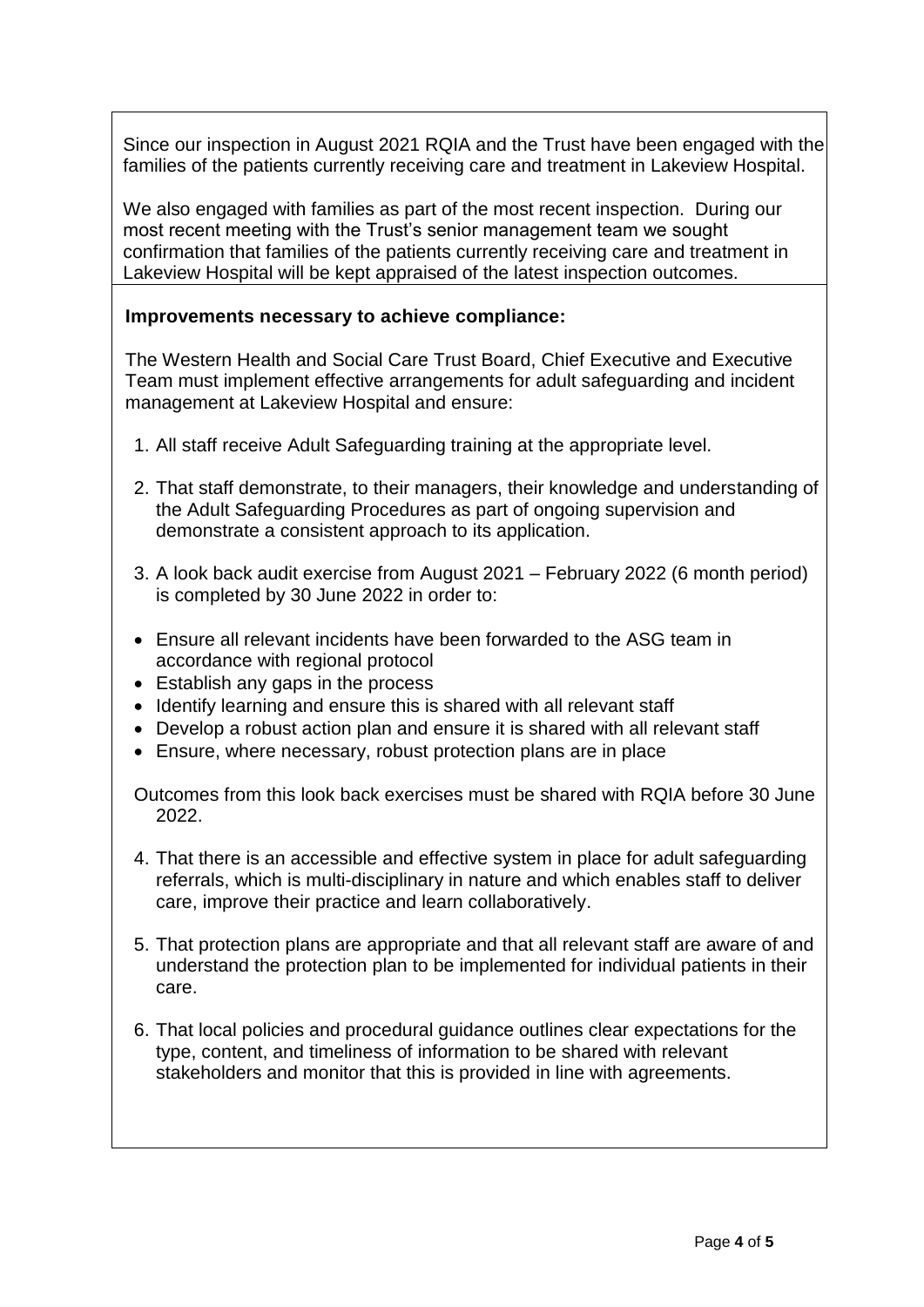Since our inspection in August 2021 RQIA and the Trust have been engaged with the families of the patients currently receiving care and treatment in Lakeview Hospital.

We also engaged with families as part of the most recent inspection. During our most recent meeting with the Trust's senior management team we sought confirmation that families of the patients currently receiving care and treatment in Lakeview Hospital will be kept appraised of the latest inspection outcomes.

**Improvements necessary to achieve compliance:**

The Western Health and Social Care Trust Board, Chief Executive and Executive Team must implement effective arrangements for adult safeguarding and incident management at Lakeview Hospital and ensure:

1. All staff receive Adult Safeguarding training at the appropriate level.

2. That staff demonstrate, to their managers, their knowledge and understanding of the Adult Safeguarding Procedures as part of ongoing supervision and demonstrate a consistent approach to its application.

3. A look back audit exercise from August 2021 – February 2022 (6 month period) is completed by 30 June 2022 in order to:

- Ensure all relevant incidents have been forwarded to the ASG team in accordance with regional protocol
- Establish any gaps in the process
- Identify learning and ensure this is shared with all relevant staff
- Develop a robust action plan and ensure it is shared with all relevant staff
- Ensure, where necessary, robust protection plans are in place

Outcomes from this look back exercises must be shared with RQIA before 30 June 2022.

4. That there is an accessible and effective system in place for adult safeguarding referrals, which is multi-disciplinary in nature and which enables staff to deliver care, improve their practice and learn collaboratively.

5. That protection plans are appropriate and that all relevant staff are aware of and understand the protection plan to be implemented for individual patients in their care.

6. That local policies and procedural guidance outlines clear expectations for the type, content, and timeliness of information to be shared with relevant stakeholders and monitor that this is provided in line with agreements.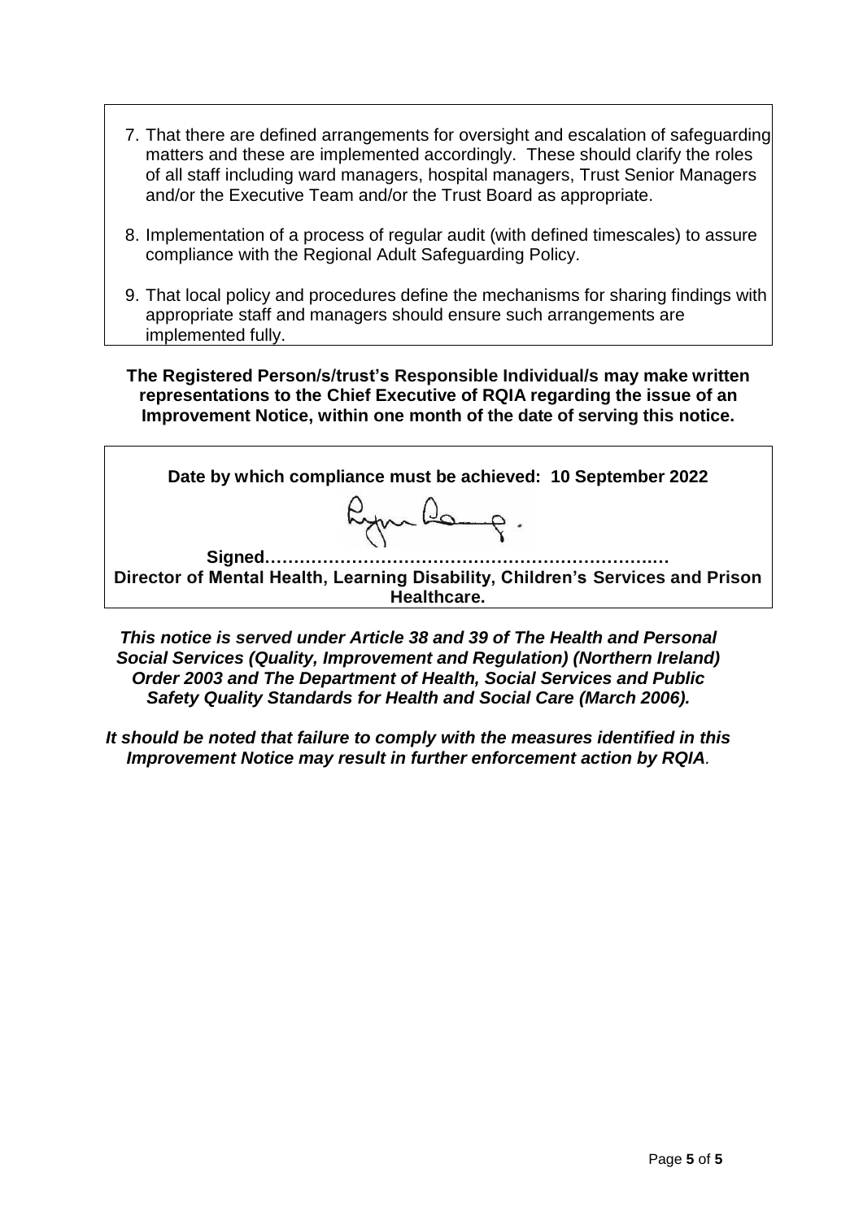7. That there are defined arrangements for oversight and escalation of safeguarding matters and these are implemented accordingly. These should clarify the roles of all staff including ward managers, hospital managers, Trust Senior Managers and/or the Executive Team and/or the Trust Board as appropriate.

8. Implementation of a process of regular audit (with defined timescales) to assure compliance with the Regional Adult Safeguarding Policy.

9. That local policy and procedures define the mechanisms for sharing findings with appropriate staff and managers should ensure such arrangements are implemented fully.

**The Registered Person/s/trust's Responsible Individual/s may make written representations to the Chief Executive of RQIA regarding the issue of an Improvement Notice, within one month of the date of serving this notice.**

**Date by which compliance must be achieved: 10 September 2022**

**Signed………………………………………………………….…**
**Director of Mental Health, Learning Disability, Children's Services and Prison Healthcare.**

***This notice is served under Article 38 and 39 of The Health and Personal Social Services (Quality, Improvement and Regulation) (Northern Ireland) Order 2003 and The Department of Health, Social Services and Public Safety Quality Standards for Health and Social Care (March 2006).***

***It should be noted that failure to comply with the measures identified in this Improvement Notice may result in further enforcement action by RQIA.***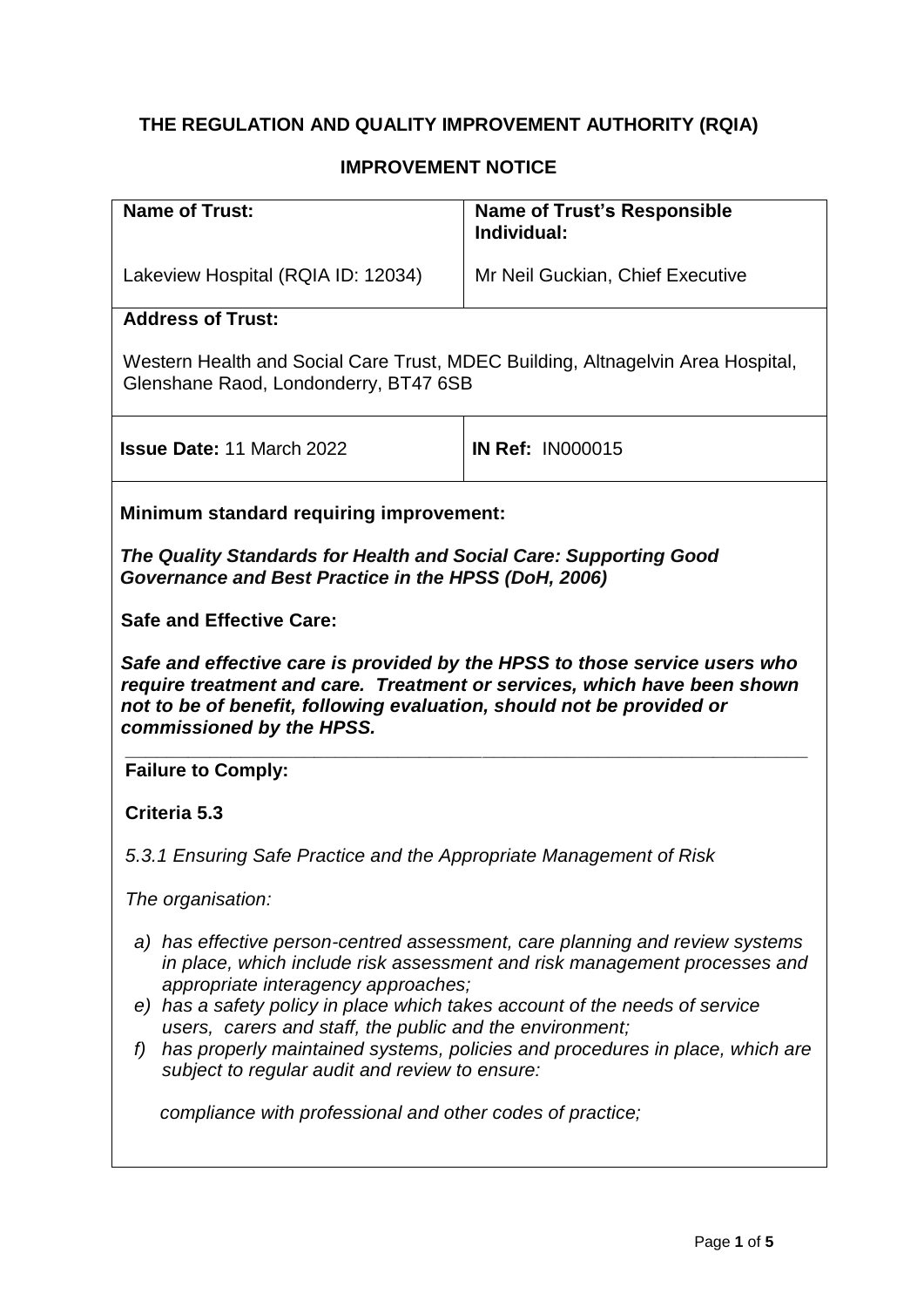# THE REGULATION AND QUALITY IMPROVEMENT AUTHORITY (RQIA)

## IMPROVEMENT NOTICE

| **Name of Trust:** | **Name of Trust's Responsible Individual:** |
|---|---|
| Lakeview Hospital (RQIA ID: 12034) | Mr Neil Guckian, Chief Executive |
| **Address of Trust:** Western Health and Social Care Trust, MDEC Building, Altnagelvin Area Hospital, Glenshane Raod, Londonderry, BT47 6SB | |
| **Issue Date:** 11 March 2022 | **IN Ref:** IN000015 |

**Minimum standard requiring improvement:**

***The Quality Standards for Health and Social Care: Supporting Good Governance and Best Practice in the HPSS (DoH, 2006)***

**Safe and Effective Care:**

***Safe and effective care is provided by the HPSS to those service users who require treatment and care. Treatment or services, which have been shown not to be of benefit, following evaluation, should not be provided or commissioned by the HPSS.***

**Failure to Comply:**

**Criteria 5.3**

*5.3.1 Ensuring Safe Practice and the Appropriate Management of Risk*

*The organisation:*

- *a) has effective person-centred assessment, care planning and review systems in place, which include risk assessment and risk management processes and appropriate interagency approaches;*
- *e) has a safety policy in place which takes account of the needs of service users, carers and staff, the public and the environment;*
- *f) has properly maintained systems, policies and procedures in place, which are subject to regular audit and review to ensure:*

  *compliance with professional and other codes of practice;*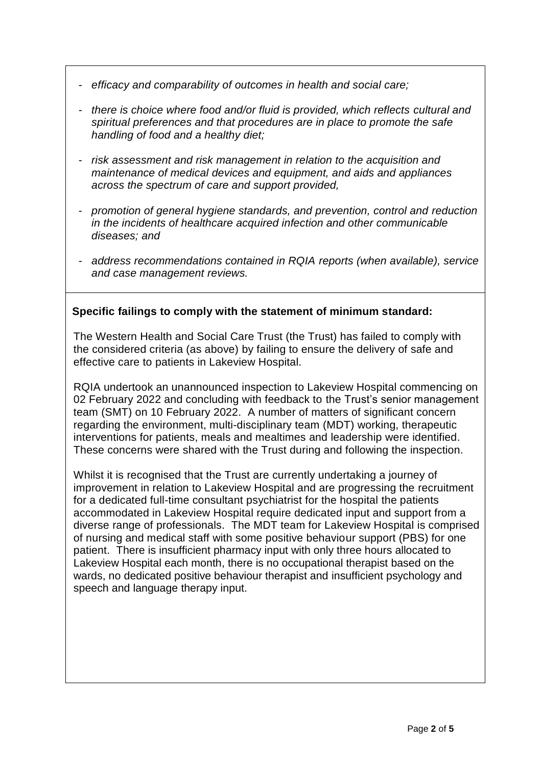- *efficacy and comparability of outcomes in health and social care;*
- *there is choice where food and/or fluid is provided, which reflects cultural and spiritual preferences and that procedures are in place to promote the safe handling of food and a healthy diet;*
- *risk assessment and risk management in relation to the acquisition and maintenance of medical devices and equipment, and aids and appliances across the spectrum of care and support provided,*
- *promotion of general hygiene standards, and prevention, control and reduction in the incidents of healthcare acquired infection and other communicable diseases; and*
- *address recommendations contained in RQIA reports (when available), service and case management reviews.*

**Specific failings to comply with the statement of minimum standard:**

The Western Health and Social Care Trust (the Trust) has failed to comply with the considered criteria (as above) by failing to ensure the delivery of safe and effective care to patients in Lakeview Hospital.

RQIA undertook an unannounced inspection to Lakeview Hospital commencing on 02 February 2022 and concluding with feedback to the Trust's senior management team (SMT) on 10 February 2022. A number of matters of significant concern regarding the environment, multi-disciplinary team (MDT) working, therapeutic interventions for patients, meals and mealtimes and leadership were identified. These concerns were shared with the Trust during and following the inspection.

Whilst it is recognised that the Trust are currently undertaking a journey of improvement in relation to Lakeview Hospital and are progressing the recruitment for a dedicated full-time consultant psychiatrist for the hospital the patients accommodated in Lakeview Hospital require dedicated input and support from a diverse range of professionals. The MDT team for Lakeview Hospital is comprised of nursing and medical staff with some positive behaviour support (PBS) for one patient. There is insufficient pharmacy input with only three hours allocated to Lakeview Hospital each month, there is no occupational therapist based on the wards, no dedicated positive behaviour therapist and insufficient psychology and speech and language therapy input.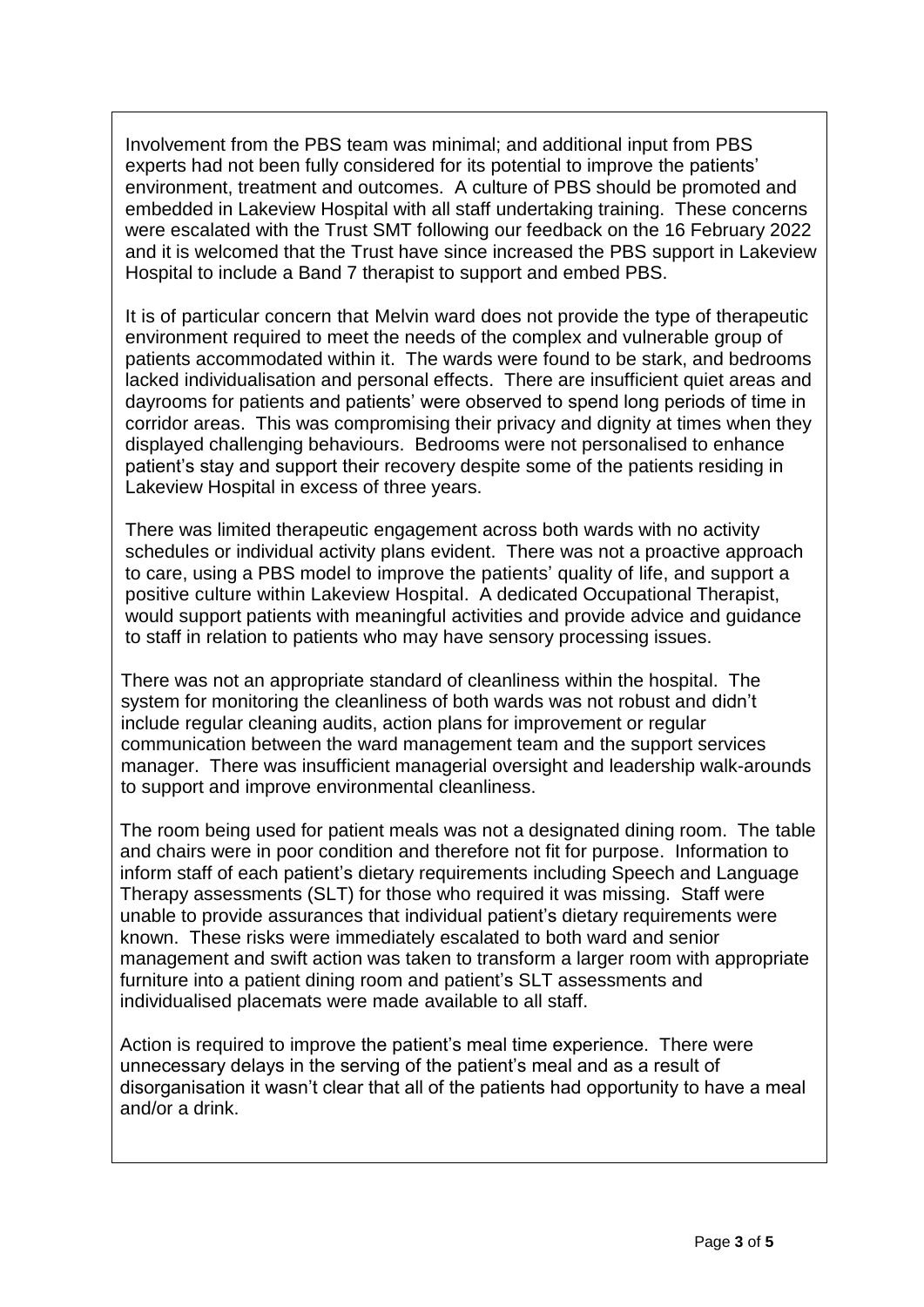Involvement from the PBS team was minimal; and additional input from PBS experts had not been fully considered for its potential to improve the patients' environment, treatment and outcomes. A culture of PBS should be promoted and embedded in Lakeview Hospital with all staff undertaking training. These concerns were escalated with the Trust SMT following our feedback on the 16 February 2022 and it is welcomed that the Trust have since increased the PBS support in Lakeview Hospital to include a Band 7 therapist to support and embed PBS.

It is of particular concern that Melvin ward does not provide the type of therapeutic environment required to meet the needs of the complex and vulnerable group of patients accommodated within it. The wards were found to be stark, and bedrooms lacked individualisation and personal effects. There are insufficient quiet areas and dayrooms for patients and patients' were observed to spend long periods of time in corridor areas. This was compromising their privacy and dignity at times when they displayed challenging behaviours. Bedrooms were not personalised to enhance patient's stay and support their recovery despite some of the patients residing in Lakeview Hospital in excess of three years.

There was limited therapeutic engagement across both wards with no activity schedules or individual activity plans evident. There was not a proactive approach to care, using a PBS model to improve the patients' quality of life, and support a positive culture within Lakeview Hospital. A dedicated Occupational Therapist, would support patients with meaningful activities and provide advice and guidance to staff in relation to patients who may have sensory processing issues.

There was not an appropriate standard of cleanliness within the hospital. The system for monitoring the cleanliness of both wards was not robust and didn't include regular cleaning audits, action plans for improvement or regular communication between the ward management team and the support services manager. There was insufficient managerial oversight and leadership walk-arounds to support and improve environmental cleanliness.

The room being used for patient meals was not a designated dining room. The table and chairs were in poor condition and therefore not fit for purpose. Information to inform staff of each patient's dietary requirements including Speech and Language Therapy assessments (SLT) for those who required it was missing. Staff were unable to provide assurances that individual patient's dietary requirements were known. These risks were immediately escalated to both ward and senior management and swift action was taken to transform a larger room with appropriate furniture into a patient dining room and patient's SLT assessments and individualised placemats were made available to all staff.

Action is required to improve the patient's meal time experience. There were unnecessary delays in the serving of the patient's meal and as a result of disorganisation it wasn't clear that all of the patients had opportunity to have a meal and/or a drink.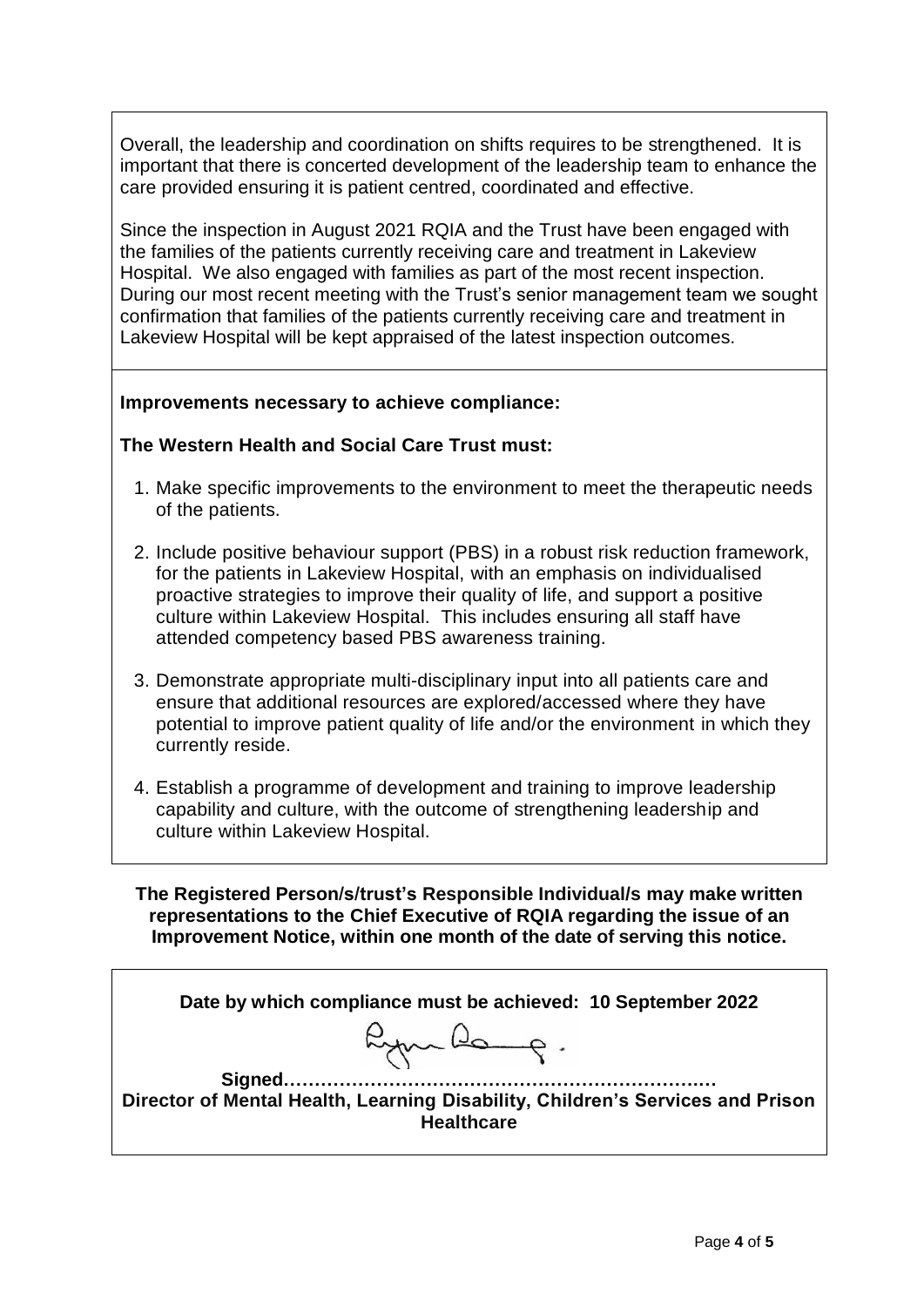Overall, the leadership and coordination on shifts requires to be strengthened. It is important that there is concerted development of the leadership team to enhance the care provided ensuring it is patient centred, coordinated and effective.

Since the inspection in August 2021 RQIA and the Trust have been engaged with the families of the patients currently receiving care and treatment in Lakeview Hospital. We also engaged with families as part of the most recent inspection. During our most recent meeting with the Trust's senior management team we sought confirmation that families of the patients currently receiving care and treatment in Lakeview Hospital will be kept appraised of the latest inspection outcomes.

**Improvements necessary to achieve compliance:**

**The Western Health and Social Care Trust must:**

1. Make specific improvements to the environment to meet the therapeutic needs of the patients.
2. Include positive behaviour support (PBS) in a robust risk reduction framework, for the patients in Lakeview Hospital, with an emphasis on individualised proactive strategies to improve their quality of life, and support a positive culture within Lakeview Hospital. This includes ensuring all staff have attended competency based PBS awareness training.
3. Demonstrate appropriate multi-disciplinary input into all patients care and ensure that additional resources are explored/accessed where they have potential to improve patient quality of life and/or the environment in which they currently reside.
4. Establish a programme of development and training to improve leadership capability and culture, with the outcome of strengthening leadership and culture within Lakeview Hospital.

**The Registered Person/s/trust's Responsible Individual/s may make written representations to the Chief Executive of RQIA regarding the issue of an Improvement Notice, within one month of the date of serving this notice.**

**Date by which compliance must be achieved: 10 September 2022**

**Signed……………………………………………………………**
**Director of Mental Health, Learning Disability, Children's Services and Prison Healthcare**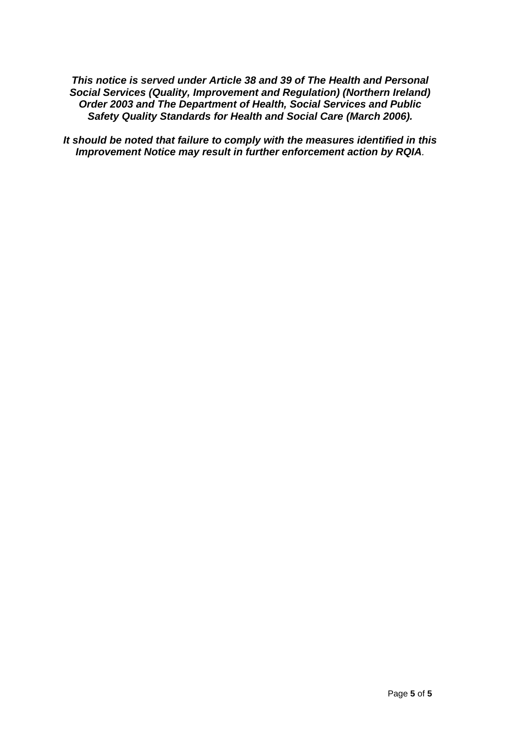***This notice is served under Article 38 and 39 of The Health and Personal Social Services (Quality, Improvement and Regulation) (Northern Ireland) Order 2003 and The Department of Health, Social Services and Public Safety Quality Standards for Health and Social Care (March 2006).***

***It should be noted that failure to comply with the measures identified in this Improvement Notice may result in further enforcement action by RQIA.***